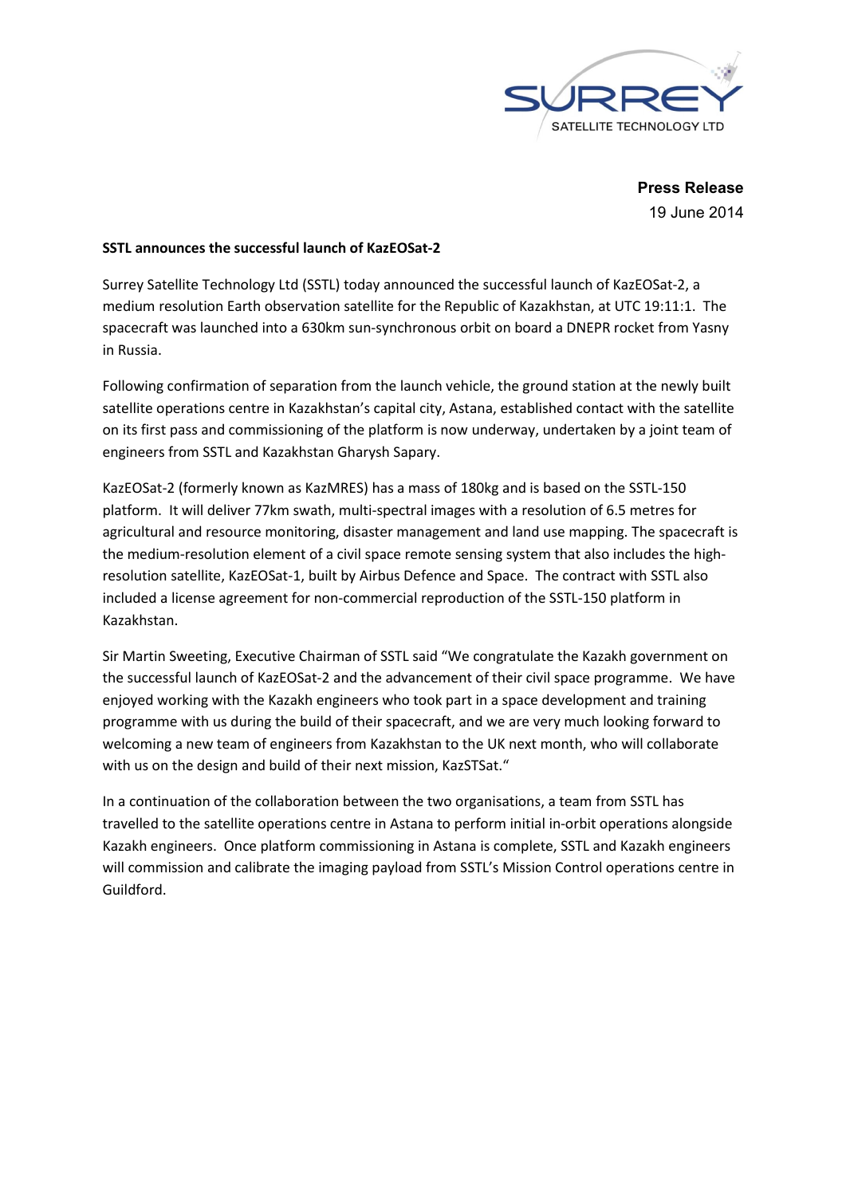SURREY SATELLITE TECHNOLOGY LTD

**Press Release**
19 June 2014

**SSTL announces the successful launch of KazEOSat-2**

Surrey Satellite Technology Ltd (SSTL) today announced the successful launch of KazEOSat-2, a medium resolution Earth observation satellite for the Republic of Kazakhstan, at UTC 19:11:1. The spacecraft was launched into a 630km sun-synchronous orbit on board a DNEPR rocket from Yasny in Russia.

Following confirmation of separation from the launch vehicle, the ground station at the newly built satellite operations centre in Kazakhstan's capital city, Astana, established contact with the satellite on its first pass and commissioning of the platform is now underway, undertaken by a joint team of engineers from SSTL and Kazakhstan Gharysh Sapary.

KazEOSat-2 (formerly known as KazMRES) has a mass of 180kg and is based on the SSTL-150 platform. It will deliver 77km swath, multi-spectral images with a resolution of 6.5 metres for agricultural and resource monitoring, disaster management and land use mapping. The spacecraft is the medium-resolution element of a civil space remote sensing system that also includes the high-resolution satellite, KazEOSat-1, built by Airbus Defence and Space. The contract with SSTL also included a license agreement for non-commercial reproduction of the SSTL-150 platform in Kazakhstan.

Sir Martin Sweeting, Executive Chairman of SSTL said "We congratulate the Kazakh government on the successful launch of KazEOSat-2 and the advancement of their civil space programme. We have enjoyed working with the Kazakh engineers who took part in a space development and training programme with us during the build of their spacecraft, and we are very much looking forward to welcoming a new team of engineers from Kazakhstan to the UK next month, who will collaborate with us on the design and build of their next mission, KazSTSat."

In a continuation of the collaboration between the two organisations, a team from SSTL has travelled to the satellite operations centre in Astana to perform initial in-orbit operations alongside Kazakh engineers. Once platform commissioning in Astana is complete, SSTL and Kazakh engineers will commission and calibrate the imaging payload from SSTL's Mission Control operations centre in Guildford.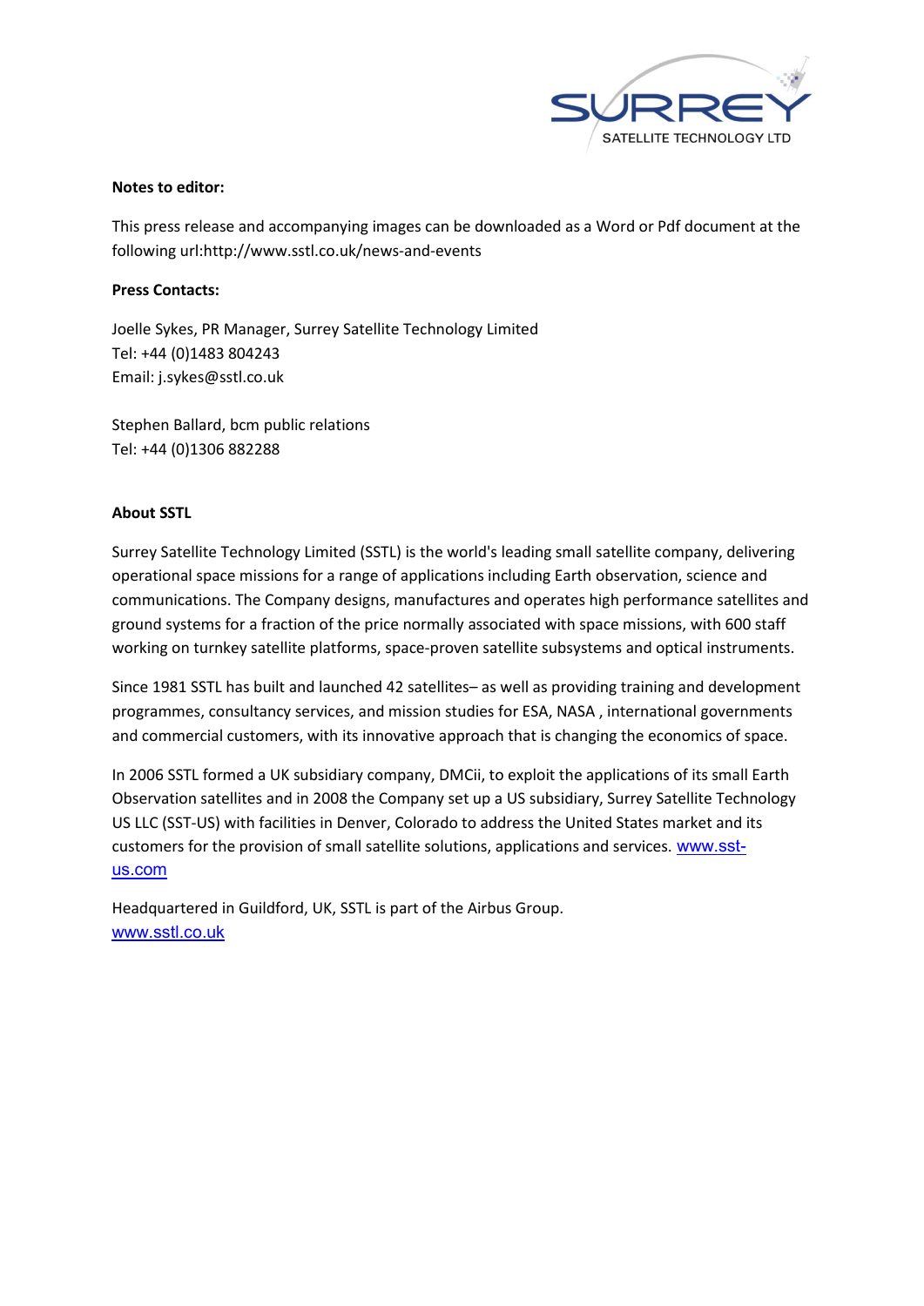**Notes to editor:**

This press release and accompanying images can be downloaded as a Word or Pdf document at the following url:http://www.sstl.co.uk/news-and-events

**Press Contacts:**

Joelle Sykes, PR Manager, Surrey Satellite Technology Limited
Tel: +44 (0)1483 804243
Email: j.sykes@sstl.co.uk

Stephen Ballard, bcm public relations
Tel: +44 (0)1306 882288

**About SSTL**

Surrey Satellite Technology Limited (SSTL) is the world's leading small satellite company, delivering operational space missions for a range of applications including Earth observation, science and communications. The Company designs, manufactures and operates high performance satellites and ground systems for a fraction of the price normally associated with space missions, with 600 staff working on turnkey satellite platforms, space-proven satellite subsystems and optical instruments.

Since 1981 SSTL has built and launched 42 satellites– as well as providing training and development programmes, consultancy services, and mission studies for ESA, NASA , international governments and commercial customers, with its innovative approach that is changing the economics of space.

In 2006 SSTL formed a UK subsidiary company, DMCii, to exploit the applications of its small Earth Observation satellites and in 2008 the Company set up a US subsidiary, Surrey Satellite Technology US LLC (SST-US) with facilities in Denver, Colorado to address the United States market and its customers for the provision of small satellite solutions, applications and services. www.sst-us.com

Headquartered in Guildford, UK, SSTL is part of the Airbus Group.
www.sstl.co.uk